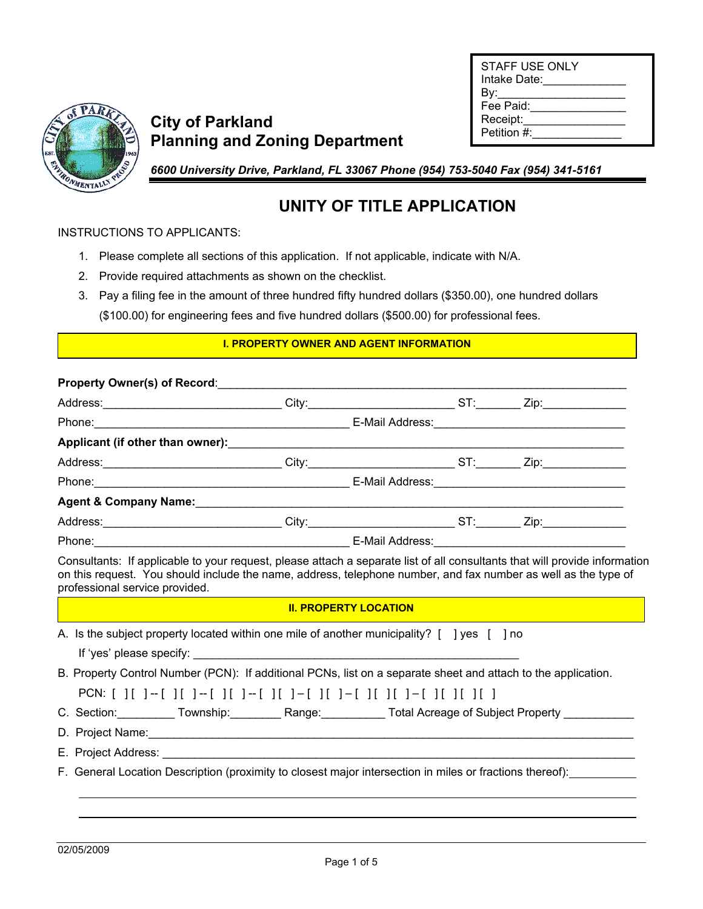STAFF USE ONLY
Intake Date:_____________
By:____________________
Fee Paid:_______________
Receipt:________________
Petition #:______________

## City of Parkland
## Planning and Zoning Department

***6600 University Drive, Parkland, FL 33067 Phone (954) 753-5040 Fax (954) 341-5161***

# UNITY OF TITLE APPLICATION

INSTRUCTIONS TO APPLICANTS:

1. Please complete all sections of this application. If not applicable, indicate with N/A.
2. Provide required attachments as shown on the checklist.
3. Pay a filing fee in the amount of three hundred fifty hundred dollars ($350.00), one hundred dollars ($100.00) for engineering fees and five hundred dollars ($500.00) for professional fees.

### I. PROPERTY OWNER AND AGENT INFORMATION

**Property Owner(s) of Record**:_______________________________________________________________

Address:____________________________ City:______________________ ST:_______ Zip:_____________

Phone:________________________________________ E-Mail Address:______________________________

**Applicant (if other than owner):**_____________________________________________________________

Address:____________________________ City:______________________ ST:_______ Zip:_____________

Phone:________________________________________ E-Mail Address:______________________________

**Agent & Company Name:**___________________________________________________________________

Address:____________________________ City:______________________ ST:_______ Zip:_____________

Phone:________________________________________ E-Mail Address:______________________________

Consultants: If applicable to your request, please attach a separate list of all consultants that will provide information on this request. You should include the name, address, telephone number, and fax number as well as the type of professional service provided.

### II. PROPERTY LOCATION

A. Is the subject property located within one mile of another municipality? [ ] yes [ ] no

If 'yes' please specify: ____________________________________________________

B. Property Control Number (PCN): If additional PCNs, list on a separate sheet and attach to the application.

PCN: [ ][ ] -- [ ][ ] -- [ ][ ] -- [ ][ ] – [ ][ ] – [ ][ ][ ] – [ ][ ][ ][ ]

C. Section:_________ Township:________ Range:__________ Total Acreage of Subject Property ___________

D. Project Name:___________________________________________________________________________

E. Project Address: _________________________________________________________________________

F. General Location Description (proximity to closest major intersection in miles or fractions thereof):___________

_____________________________________________________________________________________________

_____________________________________________________________________________________________

02/05/2009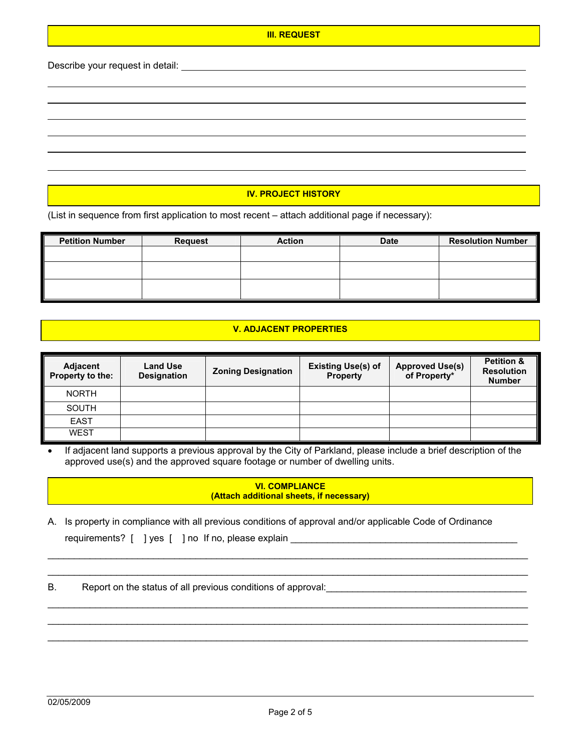## III. REQUEST

Describe your request in detail: ______________________________________________

______________________________________________________________________

______________________________________________________________________

______________________________________________________________________

______________________________________________________________________

______________________________________________________________________

______________________________________________________________________

## IV. PROJECT HISTORY

(List in sequence from first application to most recent – attach additional page if necessary):

| Petition Number | Request | Action | Date | Resolution Number |
|---|---|---|---|---|
| | | | | |
| | | | | |
| | | | | |

## V. ADJACENT PROPERTIES

| Adjacent Property to the: | Land Use Designation | Zoning Designation | Existing Use(s) of Property | Approved Use(s) of Property* | Petition & Resolution Number |
|---|---|---|---|---|---|
| NORTH | | | | | |
| SOUTH | | | | | |
| EAST | | | | | |
| WEST | | | | | |

- If adjacent land supports a previous approval by the City of Parkland, please include a brief description of the approved use(s) and the approved square footage or number of dwelling units.

## VI. COMPLIANCE
**(Attach additional sheets, if necessary)**

A. Is property in compliance with all previous conditions of approval and/or applicable Code of Ordinance requirements? [ ] yes [ ] no If no, please explain ____________________________________________

______________________________________________________________________

______________________________________________________________________

B. Report on the status of all previous conditions of approval:______________________________________

______________________________________________________________________

______________________________________________________________________

______________________________________________________________________

02/05/2009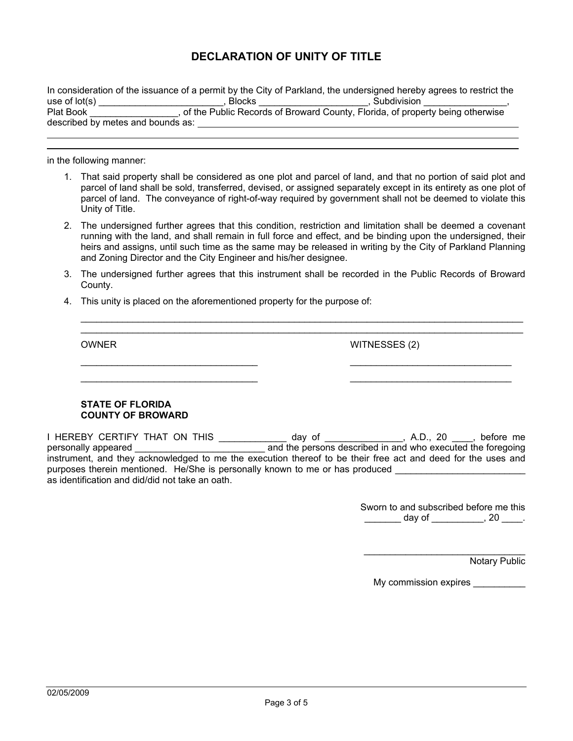# DECLARATION OF UNITY OF TITLE

In consideration of the issuance of a permit by the City of Parkland, the undersigned hereby agrees to restrict the use of lot(s) ________________________, Blocks _____________________, Subdivision ________________, Plat Book _________________, of the Public Records of Broward County, Florida, of property being otherwise described by metes and bounds as: ________________________________________________________________

______________________________________________________________________________________________

______________________________________________________________________________________________

in the following manner:

1. That said property shall be considered as one plot and parcel of land, and that no portion of said plot and parcel of land shall be sold, transferred, devised, or assigned separately except in its entirety as one plot of parcel of land. The conveyance of right-of-way required by government shall not be deemed to violate this Unity of Title.
2. The undersigned further agrees that this condition, restriction and limitation shall be deemed a covenant running with the land, and shall remain in full force and effect, and be binding upon the undersigned, their heirs and assigns, until such time as the same may be released in writing by the City of Parkland Planning and Zoning Director and the City Engineer and his/her designee.
3. The undersigned further agrees that this instrument shall be recorded in the Public Records of Broward County.
4. This unity is placed on the aforementioned property for the purpose of:

   ________________________________________________________________________________________

   ________________________________________________________________________________________

OWNER

___________________________________

___________________________________

WITNESSES (2)

________________________________

________________________________

**STATE OF FLORIDA**
**COUNTY OF BROWARD**

I HEREBY CERTIFY THAT ON THIS _____________ day of _______________, A.D., 20 ____, before me personally appeared __________________________ and the persons described in and who executed the foregoing instrument, and they acknowledged to me the execution thereof to be their free act and deed for the uses and purposes therein mentioned. He/She is personally known to me or has produced _________________________ as identification and did/did not take an oath.

Sworn to and subscribed before me this _______ day of __________, 20 ____.

________________________________
Notary Public

My commission expires __________

02/05/2009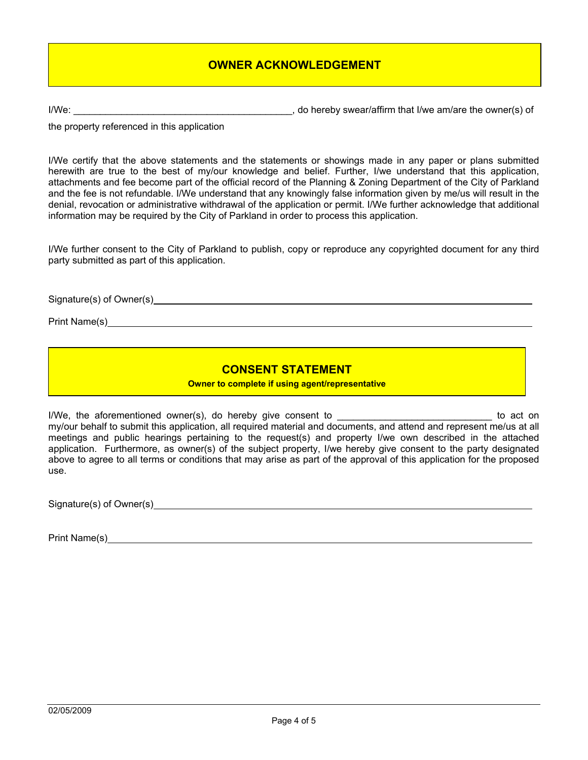## OWNER ACKNOWLEDGEMENT

I/We: _________________________________________, do hereby swear/affirm that I/we am/are the owner(s) of the property referenced in this application

I/We certify that the above statements and the statements or showings made in any paper or plans submitted herewith are true to the best of my/our knowledge and belief. Further, I/we understand that this application, attachments and fee become part of the official record of the Planning & Zoning Department of the City of Parkland and the fee is not refundable. I/We understand that any knowingly false information given by me/us will result in the denial, revocation or administrative withdrawal of the application or permit. I/We further acknowledge that additional information may be required by the City of Parkland in order to process this application.

I/We further consent to the City of Parkland to publish, copy or reproduce any copyrighted document for any third party submitted as part of this application.

Signature(s) of Owner(s)_______________________________________________

Print Name(s)_______________________________________________

## CONSENT STATEMENT

**Owner to complete if using agent/representative**

I/We, the aforementioned owner(s), do hereby give consent to _____________________________ to act on my/our behalf to submit this application, all required material and documents, and attend and represent me/us at all meetings and public hearings pertaining to the request(s) and property I/we own described in the attached application. Furthermore, as owner(s) of the subject property, I/we hereby give consent to the party designated above to agree to all terms or conditions that may arise as part of the approval of this application for the proposed use.

Signature(s) of Owner(s)_______________________________________________

Print Name(s)_______________________________________________

02/05/2009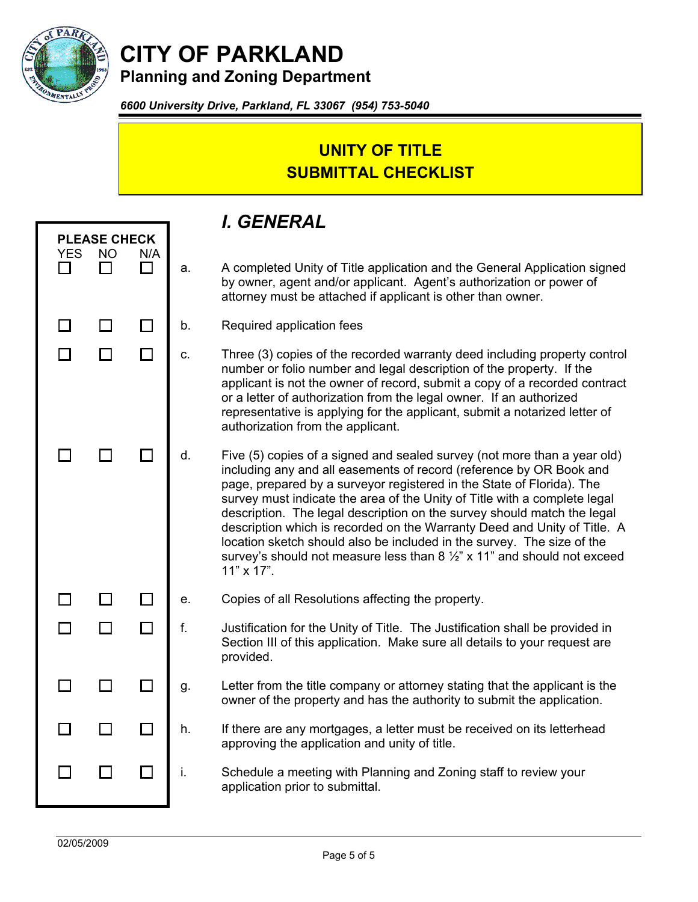# CITY OF PARKLAND

## Planning and Zoning Department

*6600 University Drive, Parkland, FL 33067 (954) 753-5040*

## UNITY OF TITLE SUBMITTAL CHECKLIST

## *I. GENERAL*

| PLEASE CHECK YES | NO | N/A | | |
|---|---|---|---|---|
| ☐ | ☐ | ☐ | a. | A completed Unity of Title application and the General Application signed by owner, agent and/or applicant. Agent's authorization or power of attorney must be attached if applicant is other than owner. |
| ☐ | ☐ | ☐ | b. | Required application fees |
| ☐ | ☐ | ☐ | c. | Three (3) copies of the recorded warranty deed including property control number or folio number and legal description of the property. If the applicant is not the owner of record, submit a copy of a recorded contract or a letter of authorization from the legal owner. If an authorized representative is applying for the applicant, submit a notarized letter of authorization from the applicant. |
| ☐ | ☐ | ☐ | d. | Five (5) copies of a signed and sealed survey (not more than a year old) including any and all easements of record (reference by OR Book and page, prepared by a surveyor registered in the State of Florida). The survey must indicate the area of the Unity of Title with a complete legal description. The legal description on the survey should match the legal description which is recorded on the Warranty Deed and Unity of Title. A location sketch should also be included in the survey. The size of the survey's should not measure less than 8 ½" x 11" and should not exceed 11" x 17". |
| ☐ | ☐ | ☐ | e. | Copies of all Resolutions affecting the property. |
| ☐ | ☐ | ☐ | f. | Justification for the Unity of Title. The Justification shall be provided in Section III of this application. Make sure all details to your request are provided. |
| ☐ | ☐ | ☐ | g. | Letter from the title company or attorney stating that the applicant is the owner of the property and has the authority to submit the application. |
| ☐ | ☐ | ☐ | h. | If there are any mortgages, a letter must be received on its letterhead approving the application and unity of title. |
| ☐ | ☐ | ☐ | i. | Schedule a meeting with Planning and Zoning staff to review your application prior to submittal. |

02/05/2009